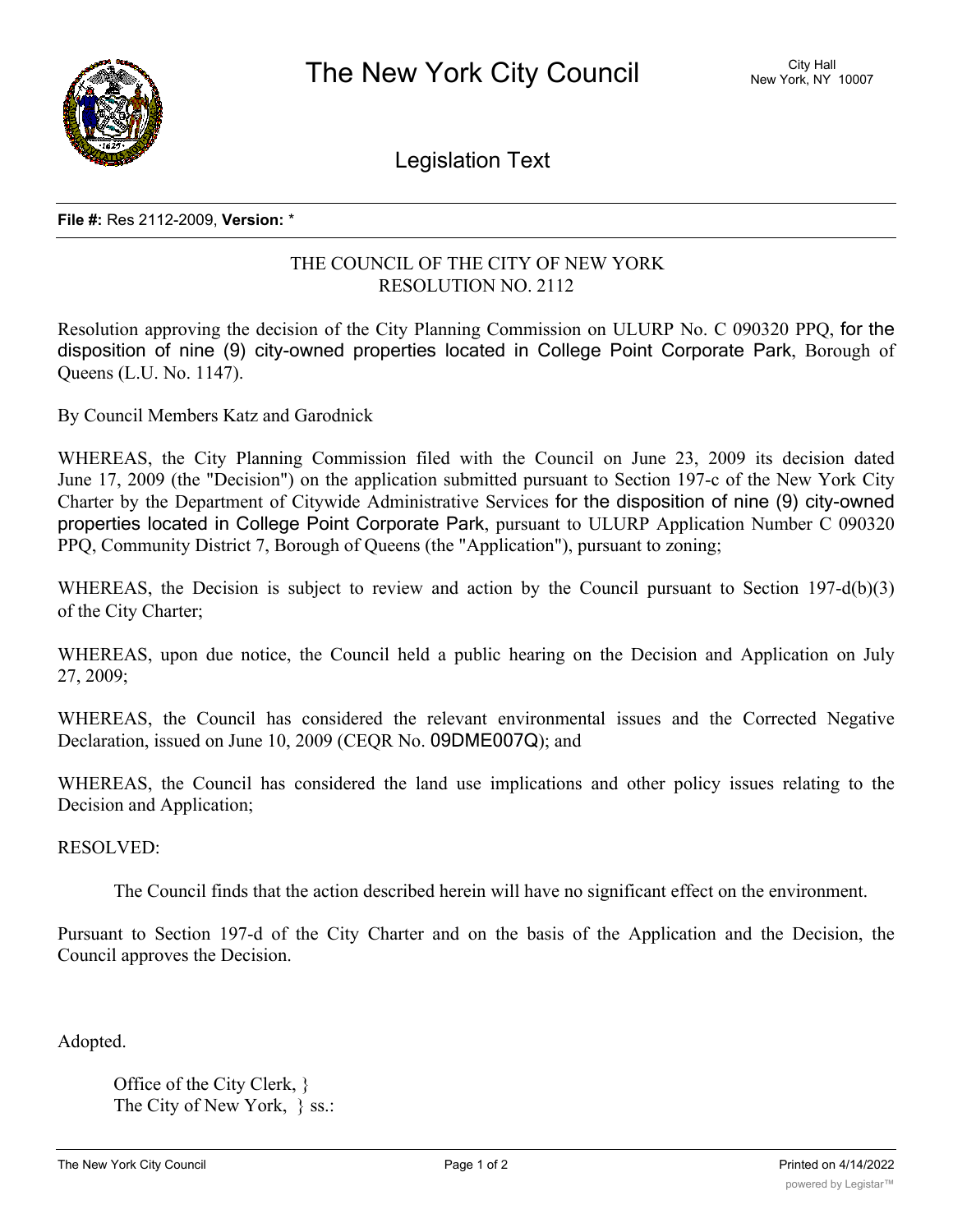# The New York City Council

City Hall
New York, NY 10007

## Legislation Text

**File #:** Res 2112-2009, **Version:** *

THE COUNCIL OF THE CITY OF NEW YORK
RESOLUTION NO. 2112

Resolution approving the decision of the City Planning Commission on ULURP No. C 090320 PPQ, for the disposition of nine (9) city-owned properties located in College Point Corporate Park, Borough of Queens (L.U. No. 1147).

By Council Members Katz and Garodnick

WHEREAS, the City Planning Commission filed with the Council on June 23, 2009 its decision dated June 17, 2009 (the "Decision") on the application submitted pursuant to Section 197-c of the New York City Charter by the Department of Citywide Administrative Services for the disposition of nine (9) city-owned properties located in College Point Corporate Park, pursuant to ULURP Application Number C 090320 PPQ, Community District 7, Borough of Queens (the "Application"), pursuant to zoning;

WHEREAS, the Decision is subject to review and action by the Council pursuant to Section 197-d(b)(3) of the City Charter;

WHEREAS, upon due notice, the Council held a public hearing on the Decision and Application on July 27, 2009;

WHEREAS, the Council has considered the relevant environmental issues and the Corrected Negative Declaration, issued on June 10, 2009 (CEQR No. 09DME007Q); and

WHEREAS, the Council has considered the land use implications and other policy issues relating to the Decision and Application;

RESOLVED:

The Council finds that the action described herein will have no significant effect on the environment.

Pursuant to Section 197-d of the City Charter and on the basis of the Application and the Decision, the Council approves the Decision.

Adopted.

Office of the City Clerk, }
The City of New York, } ss.: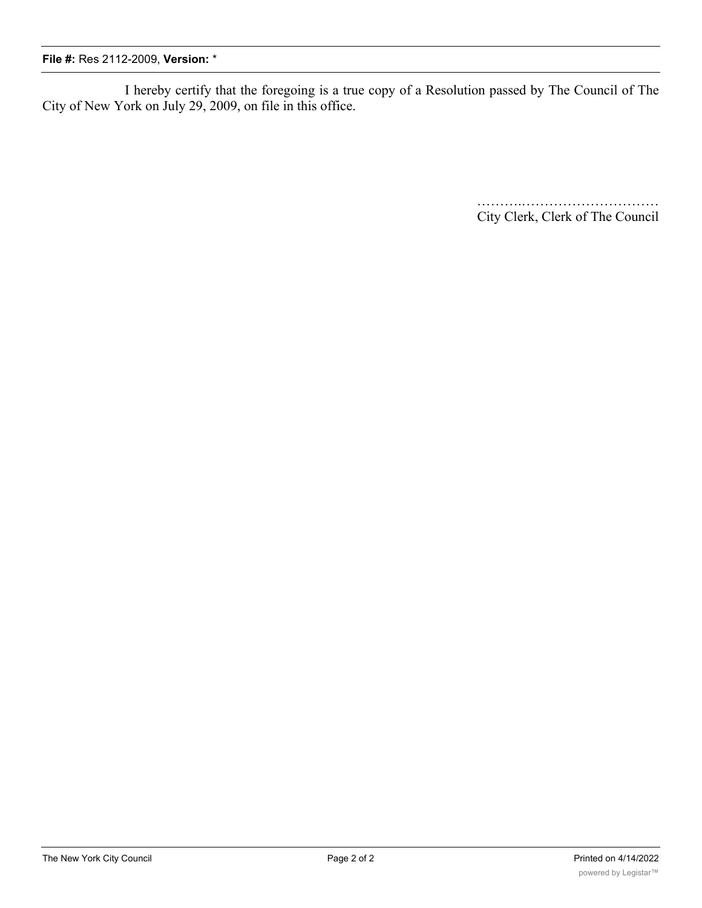I hereby certify that the foregoing is a true copy of a Resolution passed by The Council of The City of New York on July 29, 2009, on file in this office.

……….…………………………
City Clerk, Clerk of The Council